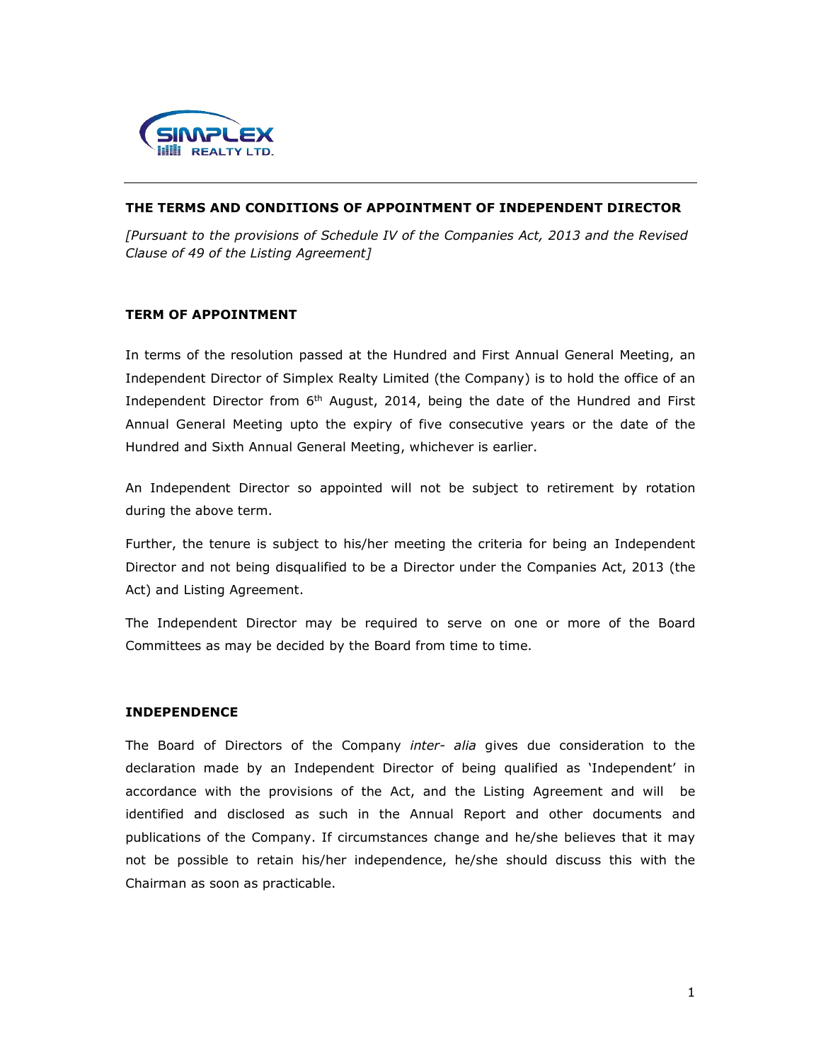## THE TERMS AND CONDITIONS OF APPOINTMENT OF INDEPENDENT DIRECTOR

*[Pursuant to the provisions of Schedule IV of the Companies Act, 2013 and the Revised Clause of 49 of the Listing Agreement]*

### TERM OF APPOINTMENT

In terms of the resolution passed at the Hundred and First Annual General Meeting, an Independent Director of Simplex Realty Limited (the Company) is to hold the office of an Independent Director from 6th August, 2014, being the date of the Hundred and First Annual General Meeting upto the expiry of five consecutive years or the date of the Hundred and Sixth Annual General Meeting, whichever is earlier.

An Independent Director so appointed will not be subject to retirement by rotation during the above term.

Further, the tenure is subject to his/her meeting the criteria for being an Independent Director and not being disqualified to be a Director under the Companies Act, 2013 (the Act) and Listing Agreement.

The Independent Director may be required to serve on one or more of the Board Committees as may be decided by the Board from time to time.

### INDEPENDENCE

The Board of Directors of the Company *inter- alia* gives due consideration to the declaration made by an Independent Director of being qualified as 'Independent' in accordance with the provisions of the Act, and the Listing Agreement and will be identified and disclosed as such in the Annual Report and other documents and publications of the Company. If circumstances change and he/she believes that it may not be possible to retain his/her independence, he/she should discuss this with the Chairman as soon as practicable.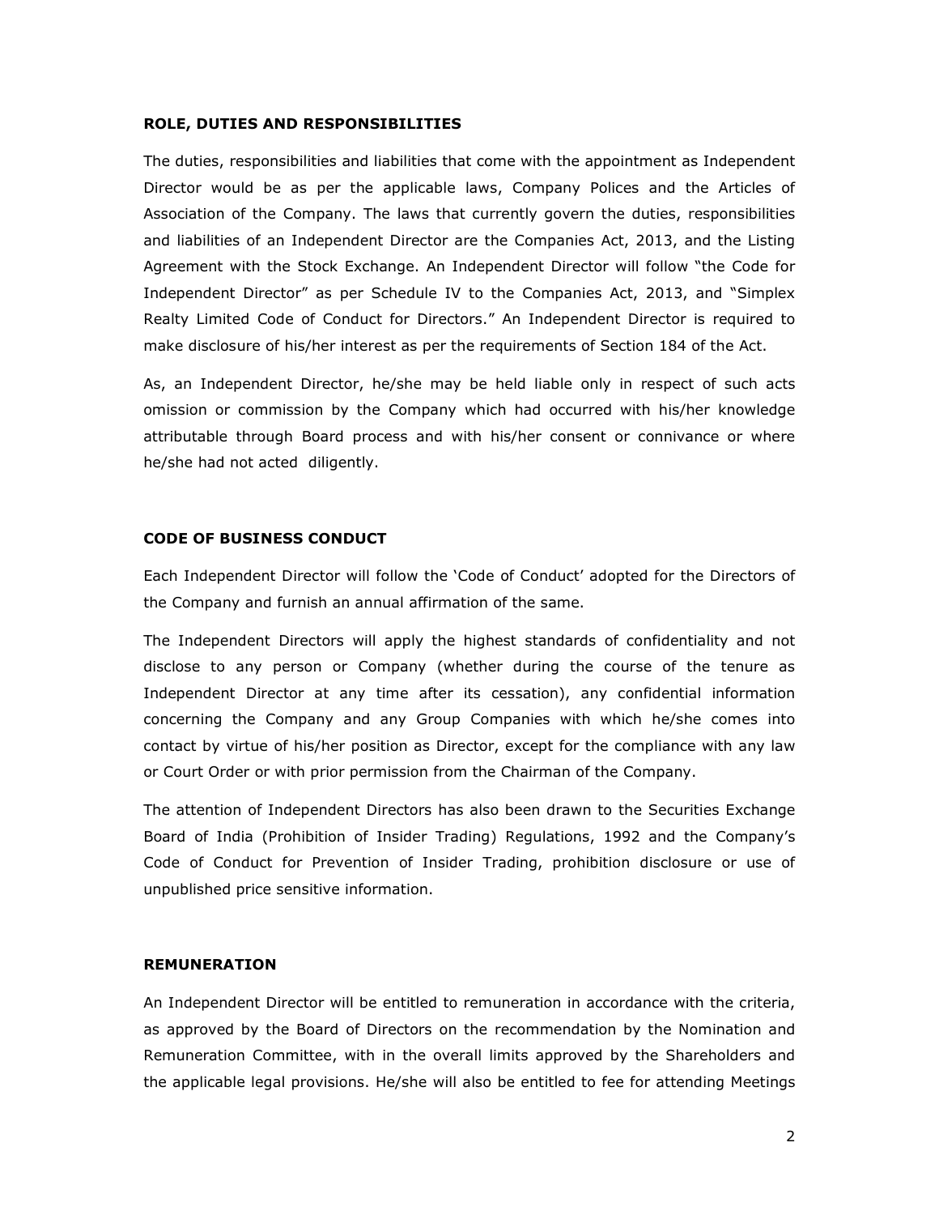**ROLE, DUTIES AND RESPONSIBILITIES**

The duties, responsibilities and liabilities that come with the appointment as Independent Director would be as per the applicable laws, Company Polices and the Articles of Association of the Company. The laws that currently govern the duties, responsibilities and liabilities of an Independent Director are the Companies Act, 2013, and the Listing Agreement with the Stock Exchange. An Independent Director will follow "the Code for Independent Director" as per Schedule IV to the Companies Act, 2013, and "Simplex Realty Limited Code of Conduct for Directors." An Independent Director is required to make disclosure of his/her interest as per the requirements of Section 184 of the Act.

As, an Independent Director, he/she may be held liable only in respect of such acts omission or commission by the Company which had occurred with his/her knowledge attributable through Board process and with his/her consent or connivance or where he/she had not acted diligently.

**CODE OF BUSINESS CONDUCT**

Each Independent Director will follow the 'Code of Conduct' adopted for the Directors of the Company and furnish an annual affirmation of the same.

The Independent Directors will apply the highest standards of confidentiality and not disclose to any person or Company (whether during the course of the tenure as Independent Director at any time after its cessation), any confidential information concerning the Company and any Group Companies with which he/she comes into contact by virtue of his/her position as Director, except for the compliance with any law or Court Order or with prior permission from the Chairman of the Company.

The attention of Independent Directors has also been drawn to the Securities Exchange Board of India (Prohibition of Insider Trading) Regulations, 1992 and the Company's Code of Conduct for Prevention of Insider Trading, prohibition disclosure or use of unpublished price sensitive information.

**REMUNERATION**

An Independent Director will be entitled to remuneration in accordance with the criteria, as approved by the Board of Directors on the recommendation by the Nomination and Remuneration Committee, with in the overall limits approved by the Shareholders and the applicable legal provisions. He/she will also be entitled to fee for attending Meetings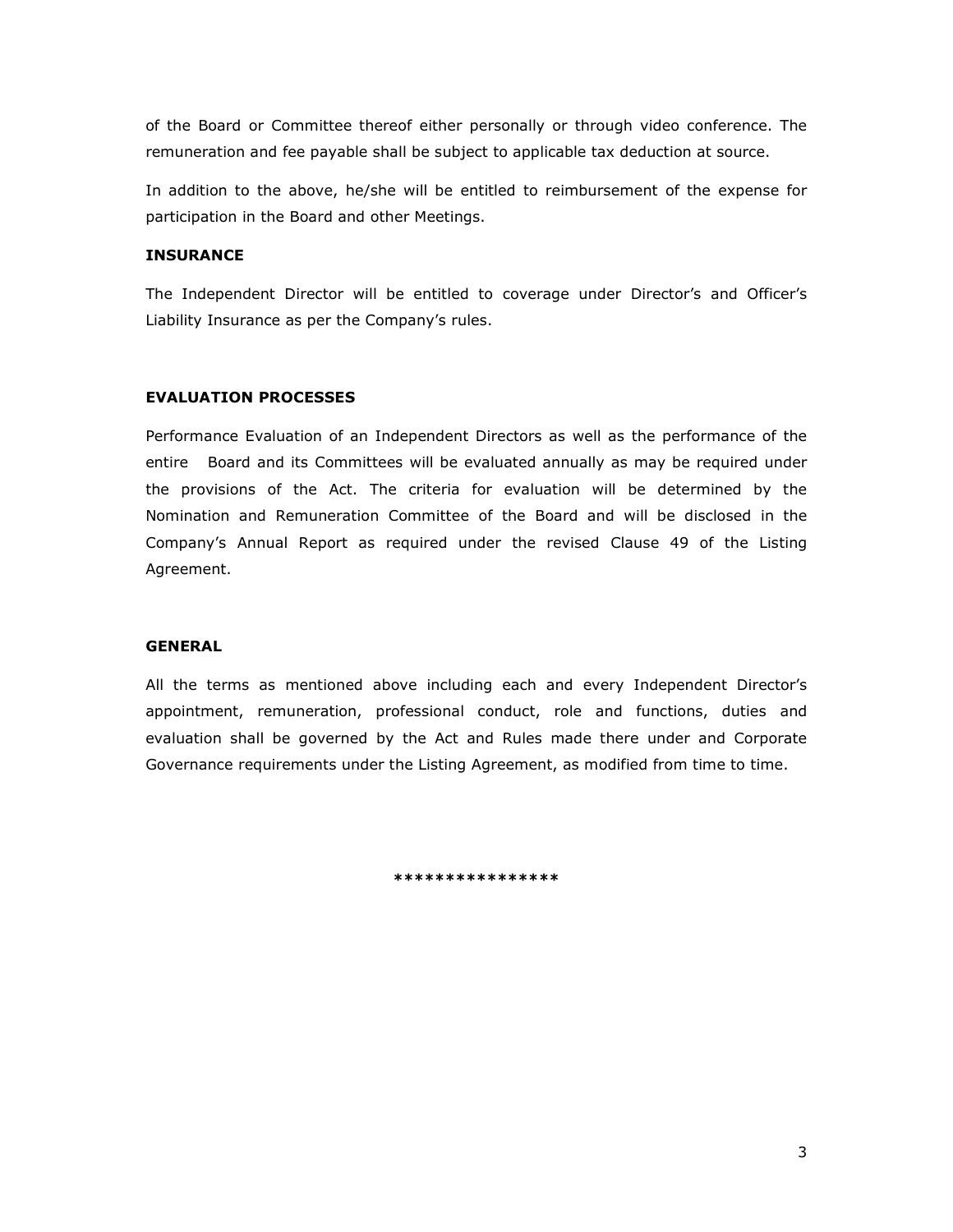of the Board or Committee thereof either personally or through video conference. The remuneration and fee payable shall be subject to applicable tax deduction at source.

In addition to the above, he/she will be entitled to reimbursement of the expense for participation in the Board and other Meetings.

**INSURANCE**

The Independent Director will be entitled to coverage under Director's and Officer's Liability Insurance as per the Company's rules.

**EVALUATION PROCESSES**

Performance Evaluation of an Independent Directors as well as the performance of the entire Board and its Committees will be evaluated annually as may be required under the provisions of the Act. The criteria for evaluation will be determined by the Nomination and Remuneration Committee of the Board and will be disclosed in the Company's Annual Report as required under the revised Clause 49 of the Listing Agreement.

**GENERAL**

All the terms as mentioned above including each and every Independent Director's appointment, remuneration, professional conduct, role and functions, duties and evaluation shall be governed by the Act and Rules made there under and Corporate Governance requirements under the Listing Agreement, as modified from time to time.

****************